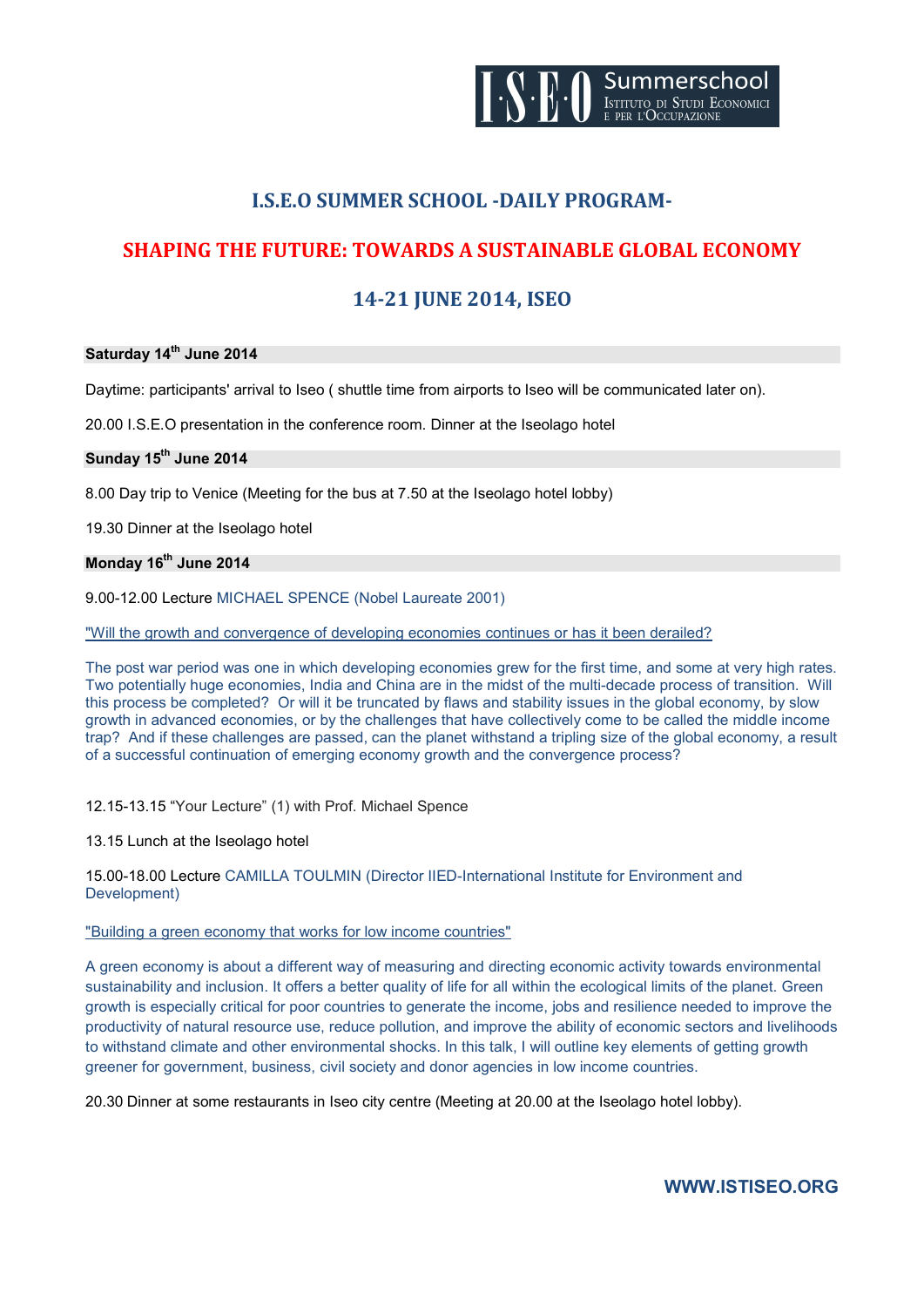# I.S.E.O SUMMER SCHOOL -DAILY PROGRAM-

## SHAPING THE FUTURE: TOWARDS A SUSTAINABLE GLOBAL ECONOMY

## 14-21 JUNE 2014, ISEO

**Saturday 14th June 2014**

Daytime: participants' arrival to Iseo ( shuttle time from airports to Iseo will be communicated later on).

20.00 I.S.E.O presentation in the conference room. Dinner at the Iseolago hotel

**Sunday 15th June 2014**

8.00 Day trip to Venice (Meeting for the bus at 7.50 at the Iseolago hotel lobby)

19.30 Dinner at the Iseolago hotel

**Monday 16th June 2014**

9.00-12.00 Lecture MICHAEL SPENCE (Nobel Laureate 2001)

"Will the growth and convergence of developing economies continues or has it been derailed?

The post war period was one in which developing economies grew for the first time, and some at very high rates. Two potentially huge economies, India and China are in the midst of the multi-decade process of transition. Will this process be completed? Or will it be truncated by flaws and stability issues in the global economy, by slow growth in advanced economies, or by the challenges that have collectively come to be called the middle income trap? And if these challenges are passed, can the planet withstand a tripling size of the global economy, a result of a successful continuation of emerging economy growth and the convergence process?

12.15-13.15 "Your Lecture" (1) with Prof. Michael Spence

13.15 Lunch at the Iseolago hotel

15.00-18.00 Lecture CAMILLA TOULMIN (Director IIED-International Institute for Environment and Development)

"Building a green economy that works for low income countries"

A green economy is about a different way of measuring and directing economic activity towards environmental sustainability and inclusion. It offers a better quality of life for all within the ecological limits of the planet. Green growth is especially critical for poor countries to generate the income, jobs and resilience needed to improve the productivity of natural resource use, reduce pollution, and improve the ability of economic sectors and livelihoods to withstand climate and other environmental shocks. In this talk, I will outline key elements of getting growth greener for government, business, civil society and donor agencies in low income countries.

20.30 Dinner at some restaurants in Iseo city centre (Meeting at 20.00 at the Iseolago hotel lobby).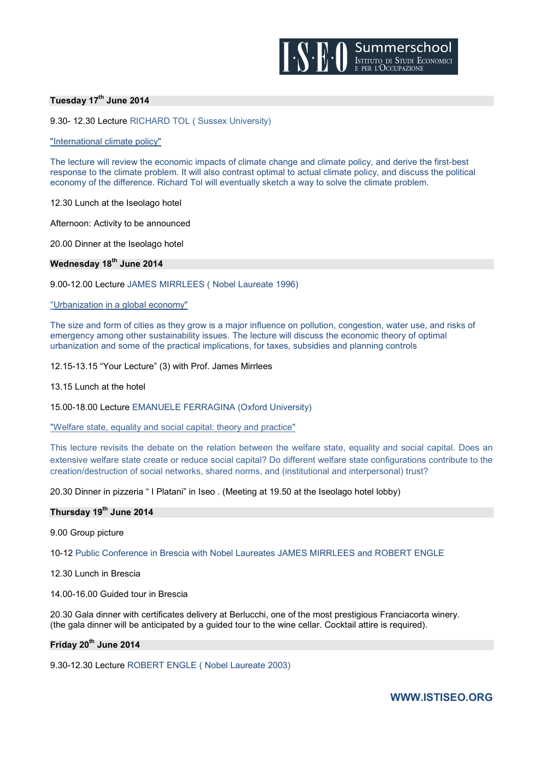**Tuesday 17th June 2014**

9.30- 12.30 Lecture RICHARD TOL ( Sussex University)

"International climate policy"

The lecture will review the economic impacts of climate change and climate policy, and derive the first-best response to the climate problem. It will also contrast optimal to actual climate policy, and discuss the political economy of the difference. Richard Tol will eventually sketch a way to solve the climate problem.

12.30 Lunch at the Iseolago hotel

Afternoon: Activity to be announced

20.00 Dinner at the Iseolago hotel

**Wednesday 18th June 2014**

9.00-12.00 Lecture JAMES MIRRLEES ( Nobel Laureate 1996)

"Urbanization in a global economy"

The size and form of cities as they grow is a major influence on pollution, congestion, water use, and risks of emergency among other sustainability issues. The lecture will discuss the economic theory of optimal urbanization and some of the practical implications, for taxes, subsidies and planning controls

12.15-13.15 “Your Lecture” (3) with Prof. James Mirrlees

13.15 Lunch at the hotel

15.00-18.00 Lecture EMANUELE FERRAGINA (Oxford University)

"Welfare state, equality and social capital: theory and practice"

This lecture revisits the debate on the relation between the welfare state, equality and social capital. Does an extensive welfare state create or reduce social capital? Do different welfare state configurations contribute to the creation/destruction of social networks, shared norms, and (institutional and interpersonal) trust?

20.30 Dinner in pizzeria “ I Platani” in Iseo . (Meeting at 19.50 at the Iseolago hotel lobby)

**Thursday 19th June 2014**

9.00 Group picture

10-12 Public Conference in Brescia with Nobel Laureates JAMES MIRRLEES and ROBERT ENGLE

12.30 Lunch in Brescia

14.00-16.00 Guided tour in Brescia

20.30 Gala dinner with certificates delivery at Berlucchi, one of the most prestigious Franciacorta winery.
(the gala dinner will be anticipated by a guided tour to the wine cellar. Cocktail attire is required).

**Friday 20th June 2014**

9.30-12.30 Lecture ROBERT ENGLE ( Nobel Laureate 2003)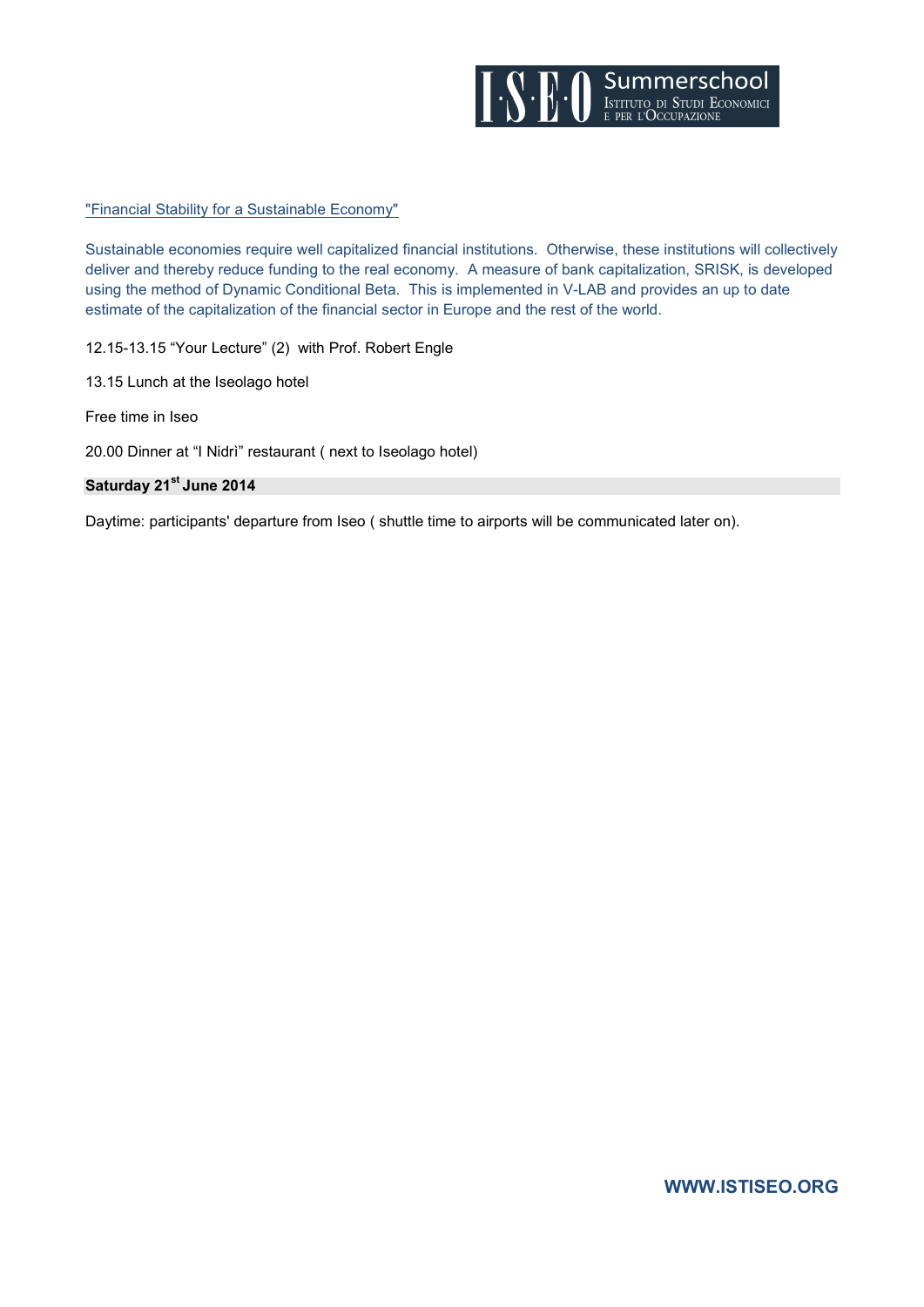"Financial Stability for a Sustainable Economy"

Sustainable economies require well capitalized financial institutions. Otherwise, these institutions will collectively deliver and thereby reduce funding to the real economy. A measure of bank capitalization, SRISK, is developed using the method of Dynamic Conditional Beta. This is implemented in V-LAB and provides an up to date estimate of the capitalization of the financial sector in Europe and the rest of the world.

12.15-13.15 “Your Lecture” (2) with Prof. Robert Engle

13.15 Lunch at the Iseolago hotel

Free time in Iseo

20.00 Dinner at “I Nidrì” restaurant ( next to Iseolago hotel)

**Saturday 21st June 2014**

Daytime: participants' departure from Iseo ( shuttle time to airports will be communicated later on).

**WWW.ISTISEO.ORG**